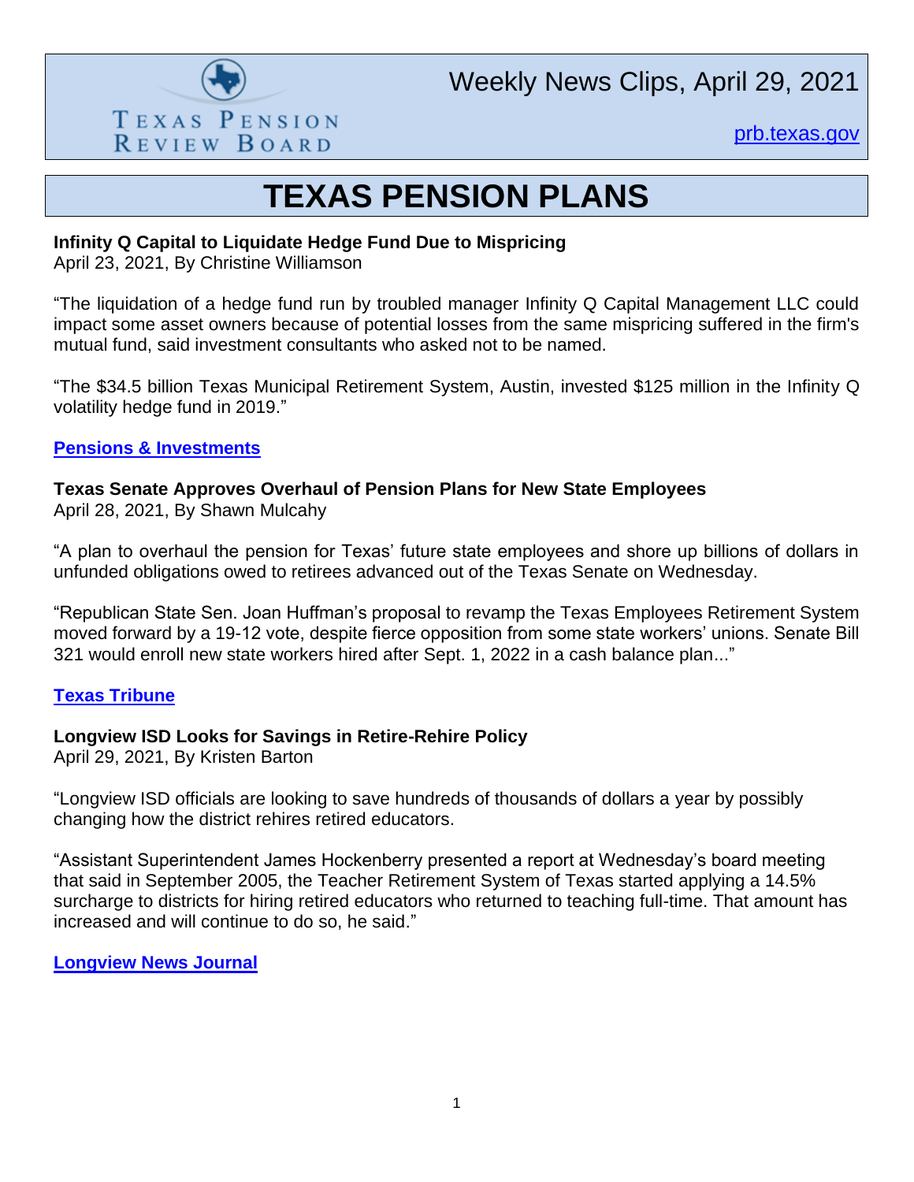Texas Pension Review Board

Weekly News Clips, April 29, 2021

[prb.texas.gov](prb.texas.gov)

# TEXAS PENSION PLANS

**Infinity Q Capital to Liquidate Hedge Fund Due to Mispricing**
April 23, 2021, By Christine Williamson

"The liquidation of a hedge fund run by troubled manager Infinity Q Capital Management LLC could impact some asset owners because of potential losses from the same mispricing suffered in the firm's mutual fund, said investment consultants who asked not to be named.

"The $34.5 billion Texas Municipal Retirement System, Austin, invested $125 million in the Infinity Q volatility hedge fund in 2019."

**[Pensions & Investments]()**

**Texas Senate Approves Overhaul of Pension Plans for New State Employees**
April 28, 2021, By Shawn Mulcahy

"A plan to overhaul the pension for Texas' future state employees and shore up billions of dollars in unfunded obligations owed to retirees advanced out of the Texas Senate on Wednesday.

"Republican State Sen. Joan Huffman's proposal to revamp the Texas Employees Retirement System moved forward by a 19-12 vote, despite fierce opposition from some state workers' unions. Senate Bill 321 would enroll new state workers hired after Sept. 1, 2022 in a cash balance plan..."

**[Texas Tribune]()**

**Longview ISD Looks for Savings in Retire-Rehire Policy**
April 29, 2021, By Kristen Barton

"Longview ISD officials are looking to save hundreds of thousands of dollars a year by possibly changing how the district rehires retired educators.

"Assistant Superintendent James Hockenberry presented a report at Wednesday's board meeting that said in September 2005, the Teacher Retirement System of Texas started applying a 14.5% surcharge to districts for hiring retired educators who returned to teaching full-time. That amount has increased and will continue to do so, he said."

**[Longview News Journal]()**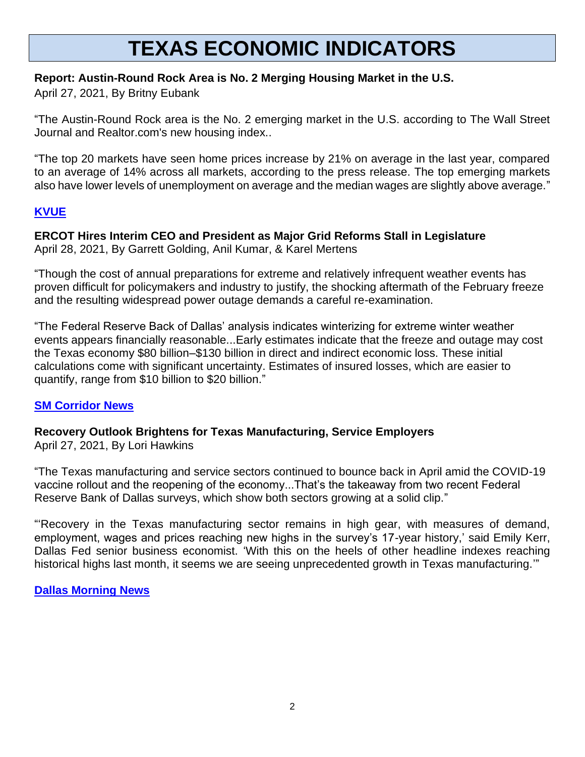# TEXAS ECONOMIC INDICATORS

**Report: Austin-Round Rock Area is No. 2 Merging Housing Market in the U.S.**
April 27, 2021, By Britny Eubank

"The Austin-Round Rock area is the No. 2 emerging market in the U.S. according to The Wall Street Journal and Realtor.com's new housing index..

"The top 20 markets have seen home prices increase by 21% on average in the last year, compared to an average of 14% across all markets, according to the press release. The top emerging markets also have lower levels of unemployment on average and the median wages are slightly above average."

**KVUE**

**ERCOT Hires Interim CEO and President as Major Grid Reforms Stall in Legislature**
April 28, 2021, By Garrett Golding, Anil Kumar, & Karel Mertens

"Though the cost of annual preparations for extreme and relatively infrequent weather events has proven difficult for policymakers and industry to justify, the shocking aftermath of the February freeze and the resulting widespread power outage demands a careful re-examination.

"The Federal Reserve Back of Dallas' analysis indicates winterizing for extreme winter weather events appears financially reasonable...Early estimates indicate that the freeze and outage may cost the Texas economy $80 billion–$130 billion in direct and indirect economic loss. These initial calculations come with significant uncertainty. Estimates of insured losses, which are easier to quantify, range from $10 billion to $20 billion."

**SM Corridor News**

**Recovery Outlook Brightens for Texas Manufacturing, Service Employers**
April 27, 2021, By Lori Hawkins

"The Texas manufacturing and service sectors continued to bounce back in April amid the COVID-19 vaccine rollout and the reopening of the economy...That's the takeaway from two recent Federal Reserve Bank of Dallas surveys, which show both sectors growing at a solid clip."

"'Recovery in the Texas manufacturing sector remains in high gear, with measures of demand, employment, wages and prices reaching new highs in the survey's 17-year history,' said Emily Kerr, Dallas Fed senior business economist. 'With this on the heels of other headline indexes reaching historical highs last month, it seems we are seeing unprecedented growth in Texas manufacturing.'"

**Dallas Morning News**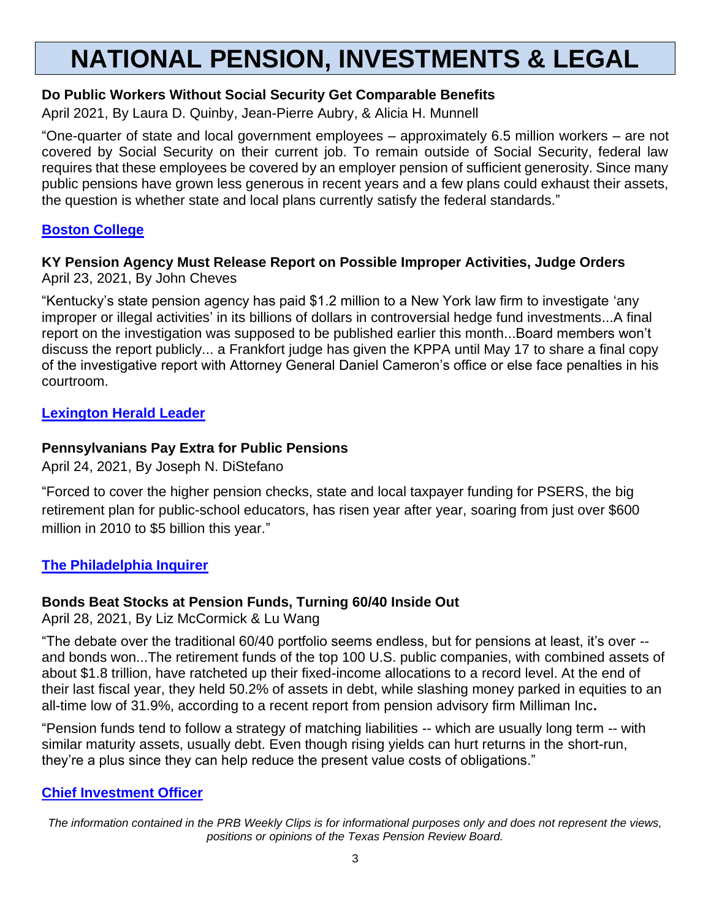# NATIONAL PENSION, INVESTMENTS & LEGAL

**Do Public Workers Without Social Security Get Comparable Benefits**

April 2021, By Laura D. Quinby, Jean-Pierre Aubry, & Alicia H. Munnell

"One-quarter of state and local government employees – approximately 6.5 million workers – are not covered by Social Security on their current job. To remain outside of Social Security, federal law requires that these employees be covered by an employer pension of sufficient generosity. Since many public pensions have grown less generous in recent years and a few plans could exhaust their assets, the question is whether state and local plans currently satisfy the federal standards."

**Boston College**

**KY Pension Agency Must Release Report on Possible Improper Activities, Judge Orders**

April 23, 2021, By John Cheves

"Kentucky's state pension agency has paid $1.2 million to a New York law firm to investigate 'any improper or illegal activities' in its billions of dollars in controversial hedge fund investments...A final report on the investigation was supposed to be published earlier this month...Board members won't discuss the report publicly... a Frankfort judge has given the KPPA until May 17 to share a final copy of the investigative report with Attorney General Daniel Cameron's office or else face penalties in his courtroom.

**Lexington Herald Leader**

**Pennsylvanians Pay Extra for Public Pensions**

April 24, 2021, By Joseph N. DiStefano

"Forced to cover the higher pension checks, state and local taxpayer funding for PSERS, the big retirement plan for public-school educators, has risen year after year, soaring from just over $600 million in 2010 to $5 billion this year."

**The Philadelphia Inquirer**

**Bonds Beat Stocks at Pension Funds, Turning 60/40 Inside Out**

April 28, 2021, By Liz McCormick & Lu Wang

"The debate over the traditional 60/40 portfolio seems endless, but for pensions at least, it's over -- and bonds won...The retirement funds of the top 100 U.S. public companies, with combined assets of about $1.8 trillion, have ratcheted up their fixed-income allocations to a record level. At the end of their last fiscal year, they held 50.2% of assets in debt, while slashing money parked in equities to an all-time low of 31.9%, according to a recent report from pension advisory firm Milliman Inc**.**

"Pension funds tend to follow a strategy of matching liabilities -- which are usually long term -- with similar maturity assets, usually debt. Even though rising yields can hurt returns in the short-run, they're a plus since they can help reduce the present value costs of obligations."

**Chief Investment Officer**

*The information contained in the PRB Weekly Clips is for informational purposes only and does not represent the views, positions or opinions of the Texas Pension Review Board.*